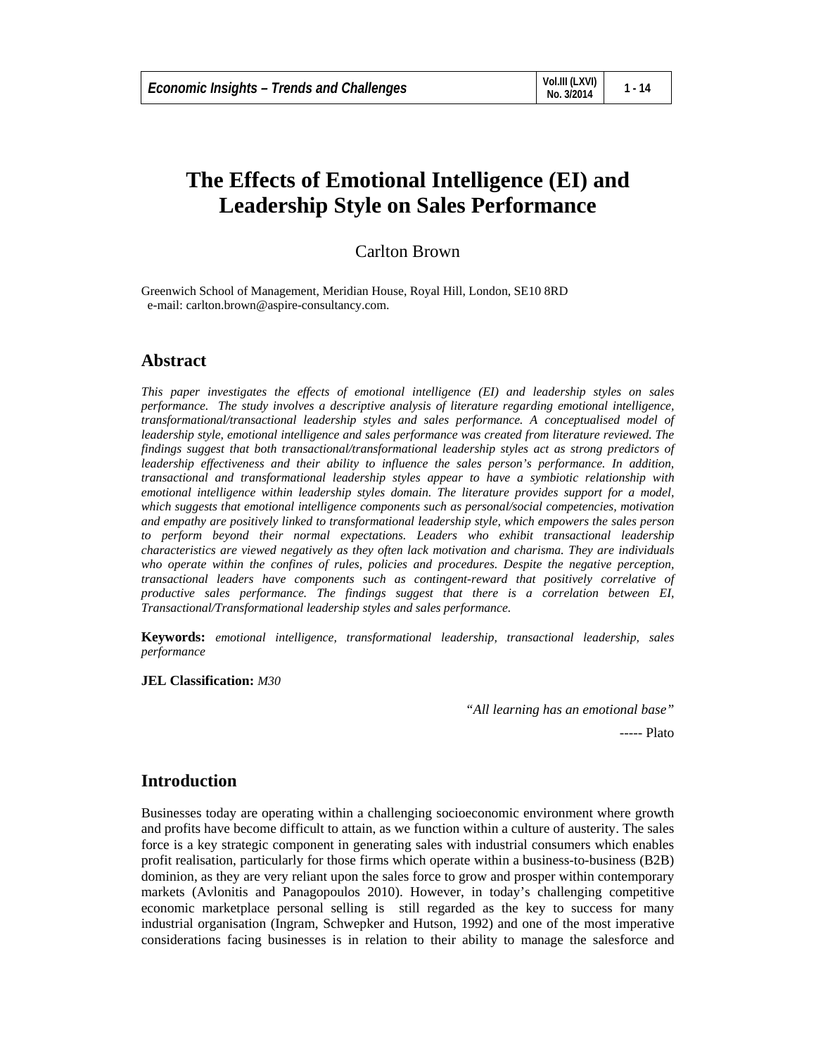# The Effects of Emotional Intelligence (EI) and Leadership Style on Sales Performance

Carlton Brown

Greenwich School of Management, Meridian House, Royal Hill, London, SE10 8RD
e-mail: carlton.brown@aspire-consultancy.com.

## Abstract

*This paper investigates the effects of emotional intelligence (EI) and leadership styles on sales performance. The study involves a descriptive analysis of literature regarding emotional intelligence, transformational/transactional leadership styles and sales performance. A conceptualised model of leadership style, emotional intelligence and sales performance was created from literature reviewed. The findings suggest that both transactional/transformational leadership styles act as strong predictors of leadership effectiveness and their ability to influence the sales person's performance. In addition, transactional and transformational leadership styles appear to have a symbiotic relationship with emotional intelligence within leadership styles domain. The literature provides support for a model, which suggests that emotional intelligence components such as personal/social competencies, motivation and empathy are positively linked to transformational leadership style, which empowers the sales person to perform beyond their normal expectations. Leaders who exhibit transactional leadership characteristics are viewed negatively as they often lack motivation and charisma. They are individuals who operate within the confines of rules, policies and procedures. Despite the negative perception, transactional leaders have components such as contingent-reward that positively correlative of productive sales performance. The findings suggest that there is a correlation between EI, Transactional/Transformational leadership styles and sales performance.*

**Keywords:** *emotional intelligence, transformational leadership, transactional leadership, sales performance*

**JEL Classification:** *M30*

*"All learning has an emotional base"*

----- Plato

## Introduction

Businesses today are operating within a challenging socioeconomic environment where growth and profits have become difficult to attain, as we function within a culture of austerity. The sales force is a key strategic component in generating sales with industrial consumers which enables profit realisation, particularly for those firms which operate within a business-to-business (B2B) dominion, as they are very reliant upon the sales force to grow and prosper within contemporary markets (Avlonitis and Panagopoulos 2010). However, in today's challenging competitive economic marketplace personal selling is still regarded as the key to success for many industrial organisation (Ingram, Schwepker and Hutson, 1992) and one of the most imperative considerations facing businesses is in relation to their ability to manage the salesforce and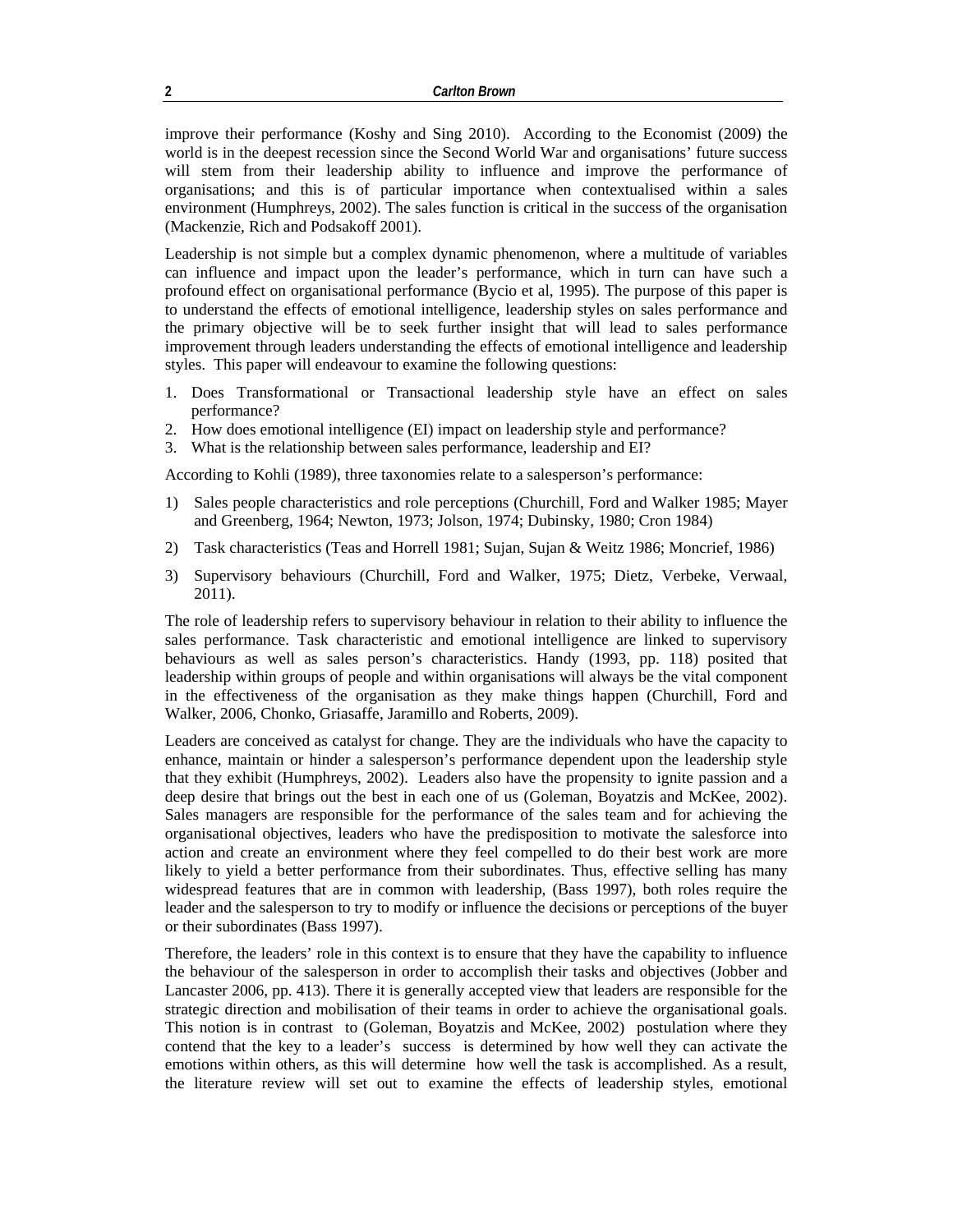improve their performance (Koshy and Sing 2010). According to the Economist (2009) the world is in the deepest recession since the Second World War and organisations' future success will stem from their leadership ability to influence and improve the performance of organisations; and this is of particular importance when contextualised within a sales environment (Humphreys, 2002). The sales function is critical in the success of the organisation (Mackenzie, Rich and Podsakoff 2001).

Leadership is not simple but a complex dynamic phenomenon, where a multitude of variables can influence and impact upon the leader's performance, which in turn can have such a profound effect on organisational performance (Bycio et al, 1995). The purpose of this paper is to understand the effects of emotional intelligence, leadership styles on sales performance and the primary objective will be to seek further insight that will lead to sales performance improvement through leaders understanding the effects of emotional intelligence and leadership styles. This paper will endeavour to examine the following questions:

1. Does Transformational or Transactional leadership style have an effect on sales performance?
2. How does emotional intelligence (EI) impact on leadership style and performance?
3. What is the relationship between sales performance, leadership and EI?

According to Kohli (1989), three taxonomies relate to a salesperson's performance:

1) Sales people characteristics and role perceptions (Churchill, Ford and Walker 1985; Mayer and Greenberg, 1964; Newton, 1973; Jolson, 1974; Dubinsky, 1980; Cron 1984)

2) Task characteristics (Teas and Horrell 1981; Sujan, Sujan & Weitz 1986; Moncrief, 1986)

3) Supervisory behaviours (Churchill, Ford and Walker, 1975; Dietz, Verbeke, Verwaal, 2011).

The role of leadership refers to supervisory behaviour in relation to their ability to influence the sales performance. Task characteristic and emotional intelligence are linked to supervisory behaviours as well as sales person's characteristics. Handy (1993, pp. 118) posited that leadership within groups of people and within organisations will always be the vital component in the effectiveness of the organisation as they make things happen (Churchill, Ford and Walker, 2006, Chonko, Griasaffe, Jaramillo and Roberts, 2009).

Leaders are conceived as catalyst for change. They are the individuals who have the capacity to enhance, maintain or hinder a salesperson's performance dependent upon the leadership style that they exhibit (Humphreys, 2002). Leaders also have the propensity to ignite passion and a deep desire that brings out the best in each one of us (Goleman, Boyatzis and McKee, 2002). Sales managers are responsible for the performance of the sales team and for achieving the organisational objectives, leaders who have the predisposition to motivate the salesforce into action and create an environment where they feel compelled to do their best work are more likely to yield a better performance from their subordinates. Thus, effective selling has many widespread features that are in common with leadership, (Bass 1997), both roles require the leader and the salesperson to try to modify or influence the decisions or perceptions of the buyer or their subordinates (Bass 1997).

Therefore, the leaders' role in this context is to ensure that they have the capability to influence the behaviour of the salesperson in order to accomplish their tasks and objectives (Jobber and Lancaster 2006, pp. 413). There it is generally accepted view that leaders are responsible for the strategic direction and mobilisation of their teams in order to achieve the organisational goals. This notion is in contrast to (Goleman, Boyatzis and McKee, 2002) postulation where they contend that the key to a leader's success is determined by how well they can activate the emotions within others, as this will determine how well the task is accomplished. As a result, the literature review will set out to examine the effects of leadership styles, emotional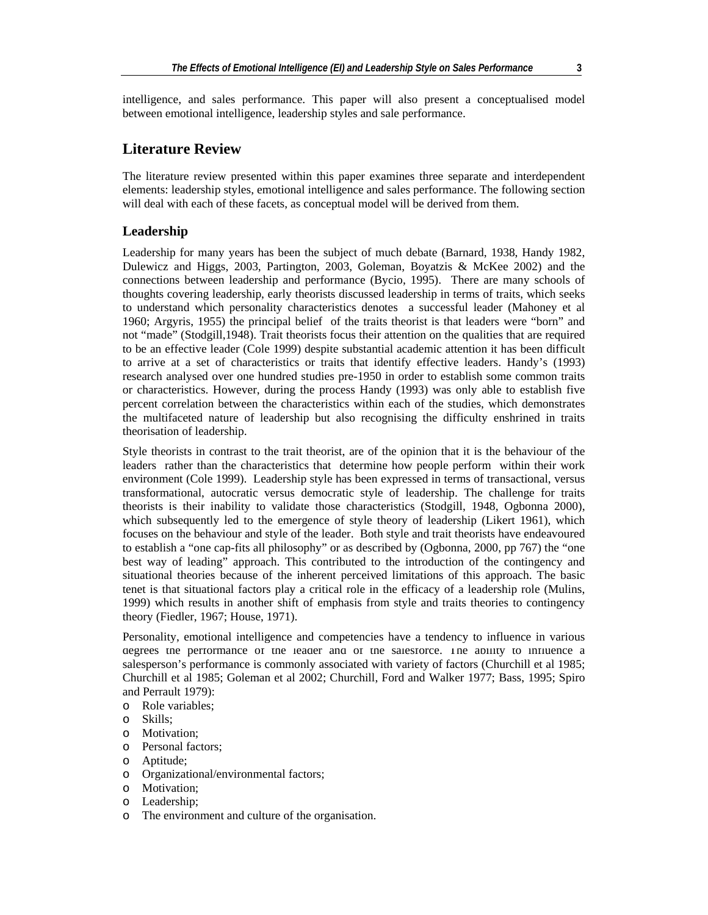intelligence, and sales performance. This paper will also present a conceptualised model between emotional intelligence, leadership styles and sale performance.

## Literature Review

The literature review presented within this paper examines three separate and interdependent elements: leadership styles, emotional intelligence and sales performance. The following section will deal with each of these facets, as conceptual model will be derived from them.

### Leadership

Leadership for many years has been the subject of much debate (Barnard, 1938, Handy 1982, Dulewicz and Higgs, 2003, Partington, 2003, Goleman, Boyatzis & McKee 2002) and the connections between leadership and performance (Bycio, 1995). There are many schools of thoughts covering leadership, early theorists discussed leadership in terms of traits, which seeks to understand which personality characteristics denotes a successful leader (Mahoney et al 1960; Argyris, 1955) the principal belief of the traits theorist is that leaders were "born" and not "made" (Stodgill,1948). Trait theorists focus their attention on the qualities that are required to be an effective leader (Cole 1999) despite substantial academic attention it has been difficult to arrive at a set of characteristics or traits that identify effective leaders. Handy's (1993) research analysed over one hundred studies pre-1950 in order to establish some common traits or characteristics. However, during the process Handy (1993) was only able to establish five percent correlation between the characteristics within each of the studies, which demonstrates the multifaceted nature of leadership but also recognising the difficulty enshrined in traits theorisation of leadership.

Style theorists in contrast to the trait theorist, are of the opinion that it is the behaviour of the leaders rather than the characteristics that determine how people perform within their work environment (Cole 1999). Leadership style has been expressed in terms of transactional, versus transformational, autocratic versus democratic style of leadership. The challenge for traits theorists is their inability to validate those characteristics (Stodgill, 1948, Ogbonna 2000), which subsequently led to the emergence of style theory of leadership (Likert 1961), which focuses on the behaviour and style of the leader. Both style and trait theorists have endeavoured to establish a "one cap-fits all philosophy" or as described by (Ogbonna, 2000, pp 767) the "one best way of leading" approach. This contributed to the introduction of the contingency and situational theories because of the inherent perceived limitations of this approach. The basic tenet is that situational factors play a critical role in the efficacy of a leadership role (Mulins, 1999) which results in another shift of emphasis from style and traits theories to contingency theory (Fiedler, 1967; House, 1971).

Personality, emotional intelligence and competencies have a tendency to influence in various degrees the performance of the leader and of the salesforce. The ability to influence a salesperson's performance is commonly associated with variety of factors (Churchill et al 1985; Churchill et al 1985; Goleman et al 2002; Churchill, Ford and Walker 1977; Bass, 1995; Spiro and Perrault 1979):

- Role variables;
- Skills;
- Motivation;
- Personal factors;
- Aptitude;
- Organizational/environmental factors;
- Motivation;
- Leadership;
- The environment and culture of the organisation.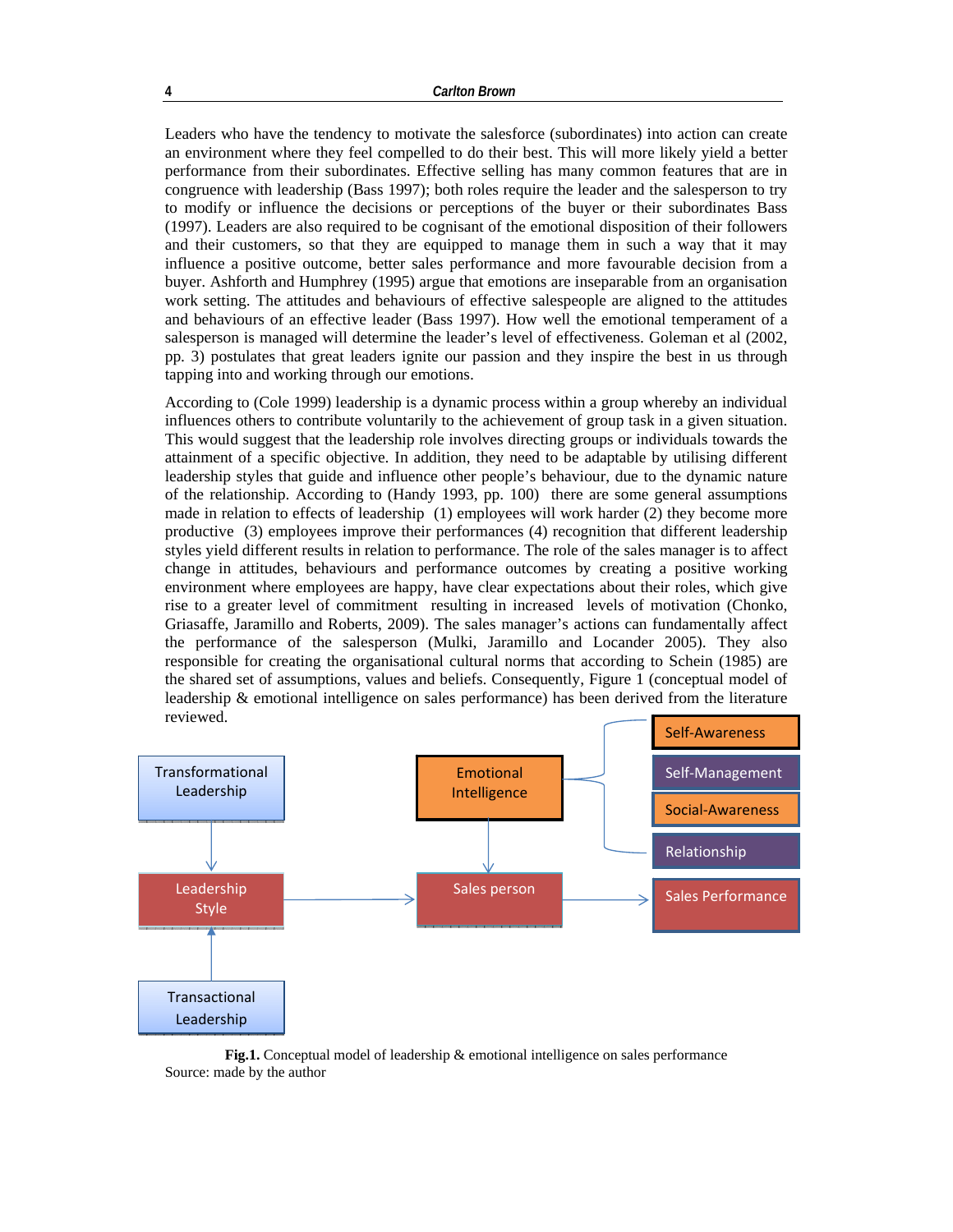Leaders who have the tendency to motivate the salesforce (subordinates) into action can create an environment where they feel compelled to do their best. This will more likely yield a better performance from their subordinates. Effective selling has many common features that are in congruence with leadership (Bass 1997); both roles require the leader and the salesperson to try to modify or influence the decisions or perceptions of the buyer or their subordinates Bass (1997). Leaders are also required to be cognisant of the emotional disposition of their followers and their customers, so that they are equipped to manage them in such a way that it may influence a positive outcome, better sales performance and more favourable decision from a buyer. Ashforth and Humphrey (1995) argue that emotions are inseparable from an organisation work setting. The attitudes and behaviours of effective salespeople are aligned to the attitudes and behaviours of an effective leader (Bass 1997). How well the emotional temperament of a salesperson is managed will determine the leader's level of effectiveness. Goleman et al (2002, pp. 3) postulates that great leaders ignite our passion and they inspire the best in us through tapping into and working through our emotions.

According to (Cole 1999) leadership is a dynamic process within a group whereby an individual influences others to contribute voluntarily to the achievement of group task in a given situation. This would suggest that the leadership role involves directing groups or individuals towards the attainment of a specific objective. In addition, they need to be adaptable by utilising different leadership styles that guide and influence other people's behaviour, due to the dynamic nature of the relationship. According to (Handy 1993, pp. 100) there are some general assumptions made in relation to effects of leadership (1) employees will work harder (2) they become more productive (3) employees improve their performances (4) recognition that different leadership styles yield different results in relation to performance. The role of the sales manager is to affect change in attitudes, behaviours and performance outcomes by creating a positive working environment where employees are happy, have clear expectations about their roles, which give rise to a greater level of commitment resulting in increased levels of motivation (Chonko, Griasaffe, Jaramillo and Roberts, 2009). The sales manager's actions can fundamentally affect the performance of the salesperson (Mulki, Jaramillo and Locander 2005). They also responsible for creating the organisational cultural norms that according to Schein (1985) are the shared set of assumptions, values and beliefs. Consequently, Figure 1 (conceptual model of leadership & emotional intelligence on sales performance) has been derived from the literature reviewed.

Transformational Leadership → Leadership Style ← Transactional Leadership

Leadership Style → Sales person → Sales Performance

Emotional Intelligence (Self-Awareness, Self-Management, Social-Awareness, Relationship) → Sales person

**Fig.1.** Conceptual model of leadership & emotional intelligence on sales performance
Source: made by the author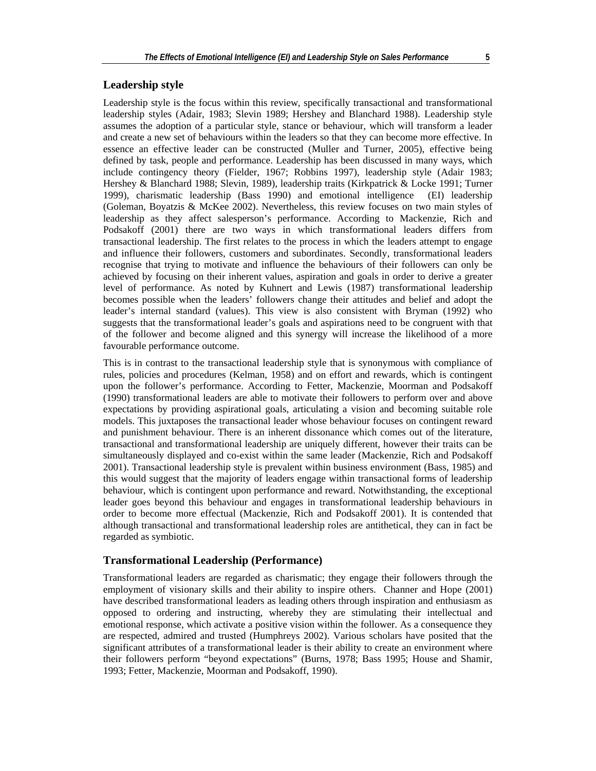## Leadership style

Leadership style is the focus within this review, specifically transactional and transformational leadership styles (Adair, 1983; Slevin 1989; Hershey and Blanchard 1988). Leadership style assumes the adoption of a particular style, stance or behaviour, which will transform a leader and create a new set of behaviours within the leaders so that they can become more effective. In essence an effective leader can be constructed (Muller and Turner, 2005), effective being defined by task, people and performance. Leadership has been discussed in many ways, which include contingency theory (Fielder, 1967; Robbins 1997), leadership style (Adair 1983; Hershey & Blanchard 1988; Slevin, 1989), leadership traits (Kirkpatrick & Locke 1991; Turner 1999), charismatic leadership (Bass 1990) and emotional intelligence (EI) leadership (Goleman, Boyatzis & McKee 2002). Nevertheless, this review focuses on two main styles of leadership as they affect salesperson's performance. According to Mackenzie, Rich and Podsakoff (2001) there are two ways in which transformational leaders differs from transactional leadership. The first relates to the process in which the leaders attempt to engage and influence their followers, customers and subordinates. Secondly, transformational leaders recognise that trying to motivate and influence the behaviours of their followers can only be achieved by focusing on their inherent values, aspiration and goals in order to derive a greater level of performance. As noted by Kuhnert and Lewis (1987) transformational leadership becomes possible when the leaders' followers change their attitudes and belief and adopt the leader's internal standard (values). This view is also consistent with Bryman (1992) who suggests that the transformational leader's goals and aspirations need to be congruent with that of the follower and become aligned and this synergy will increase the likelihood of a more favourable performance outcome.

This is in contrast to the transactional leadership style that is synonymous with compliance of rules, policies and procedures (Kelman, 1958) and on effort and rewards, which is contingent upon the follower's performance. According to Fetter, Mackenzie, Moorman and Podsakoff (1990) transformational leaders are able to motivate their followers to perform over and above expectations by providing aspirational goals, articulating a vision and becoming suitable role models. This juxtaposes the transactional leader whose behaviour focuses on contingent reward and punishment behaviour. There is an inherent dissonance which comes out of the literature, transactional and transformational leadership are uniquely different, however their traits can be simultaneously displayed and co-exist within the same leader (Mackenzie, Rich and Podsakoff 2001). Transactional leadership style is prevalent within business environment (Bass, 1985) and this would suggest that the majority of leaders engage within transactional forms of leadership behaviour, which is contingent upon performance and reward. Notwithstanding, the exceptional leader goes beyond this behaviour and engages in transformational leadership behaviours in order to become more effectual (Mackenzie, Rich and Podsakoff 2001). It is contended that although transactional and transformational leadership roles are antithetical, they can in fact be regarded as symbiotic.

## Transformational Leadership (Performance)

Transformational leaders are regarded as charismatic; they engage their followers through the employment of visionary skills and their ability to inspire others. Channer and Hope (2001) have described transformational leaders as leading others through inspiration and enthusiasm as opposed to ordering and instructing, whereby they are stimulating their intellectual and emotional response, which activate a positive vision within the follower. As a consequence they are respected, admired and trusted (Humphreys 2002). Various scholars have posited that the significant attributes of a transformational leader is their ability to create an environment where their followers perform "beyond expectations" (Burns, 1978; Bass 1995; House and Shamir, 1993; Fetter, Mackenzie, Moorman and Podsakoff, 1990).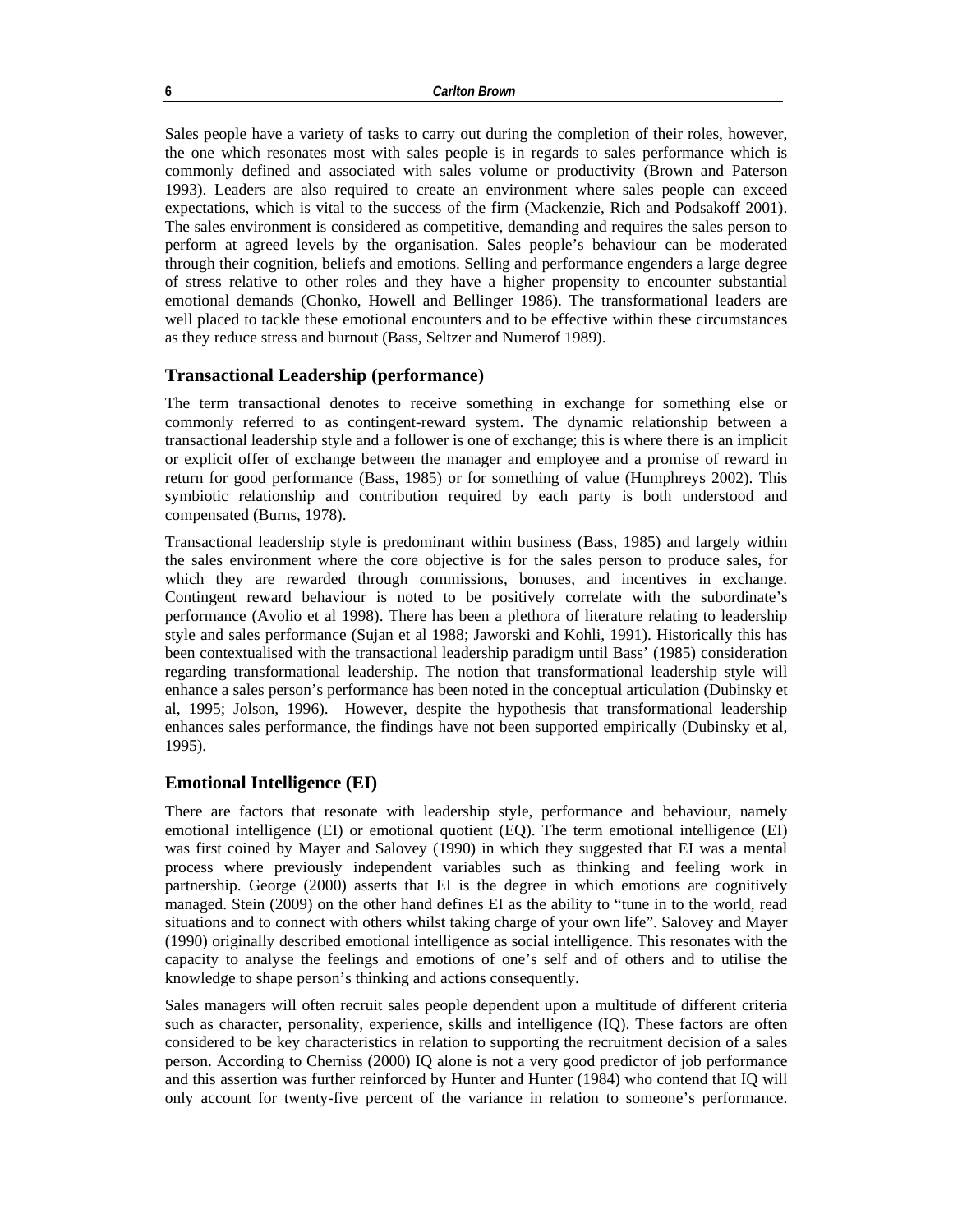Sales people have a variety of tasks to carry out during the completion of their roles, however, the one which resonates most with sales people is in regards to sales performance which is commonly defined and associated with sales volume or productivity (Brown and Paterson 1993). Leaders are also required to create an environment where sales people can exceed expectations, which is vital to the success of the firm (Mackenzie, Rich and Podsakoff 2001). The sales environment is considered as competitive, demanding and requires the sales person to perform at agreed levels by the organisation. Sales people's behaviour can be moderated through their cognition, beliefs and emotions. Selling and performance engenders a large degree of stress relative to other roles and they have a higher propensity to encounter substantial emotional demands (Chonko, Howell and Bellinger 1986). The transformational leaders are well placed to tackle these emotional encounters and to be effective within these circumstances as they reduce stress and burnout (Bass, Seltzer and Numerof 1989).

## Transactional Leadership (performance)

The term transactional denotes to receive something in exchange for something else or commonly referred to as contingent-reward system. The dynamic relationship between a transactional leadership style and a follower is one of exchange; this is where there is an implicit or explicit offer of exchange between the manager and employee and a promise of reward in return for good performance (Bass, 1985) or for something of value (Humphreys 2002). This symbiotic relationship and contribution required by each party is both understood and compensated (Burns, 1978).

Transactional leadership style is predominant within business (Bass, 1985) and largely within the sales environment where the core objective is for the sales person to produce sales, for which they are rewarded through commissions, bonuses, and incentives in exchange. Contingent reward behaviour is noted to be positively correlate with the subordinate's performance (Avolio et al 1998). There has been a plethora of literature relating to leadership style and sales performance (Sujan et al 1988; Jaworski and Kohli, 1991). Historically this has been contextualised with the transactional leadership paradigm until Bass' (1985) consideration regarding transformational leadership. The notion that transformational leadership style will enhance a sales person's performance has been noted in the conceptual articulation (Dubinsky et al, 1995; Jolson, 1996). However, despite the hypothesis that transformational leadership enhances sales performance, the findings have not been supported empirically (Dubinsky et al, 1995).

## Emotional Intelligence (EI)

There are factors that resonate with leadership style, performance and behaviour, namely emotional intelligence (EI) or emotional quotient (EQ). The term emotional intelligence (EI) was first coined by Mayer and Salovey (1990) in which they suggested that EI was a mental process where previously independent variables such as thinking and feeling work in partnership. George (2000) asserts that EI is the degree in which emotions are cognitively managed. Stein (2009) on the other hand defines EI as the ability to "tune in to the world, read situations and to connect with others whilst taking charge of your own life". Salovey and Mayer (1990) originally described emotional intelligence as social intelligence. This resonates with the capacity to analyse the feelings and emotions of one's self and of others and to utilise the knowledge to shape person's thinking and actions consequently.

Sales managers will often recruit sales people dependent upon a multitude of different criteria such as character, personality, experience, skills and intelligence (IQ). These factors are often considered to be key characteristics in relation to supporting the recruitment decision of a sales person. According to Cherniss (2000) IQ alone is not a very good predictor of job performance and this assertion was further reinforced by Hunter and Hunter (1984) who contend that IQ will only account for twenty-five percent of the variance in relation to someone's performance.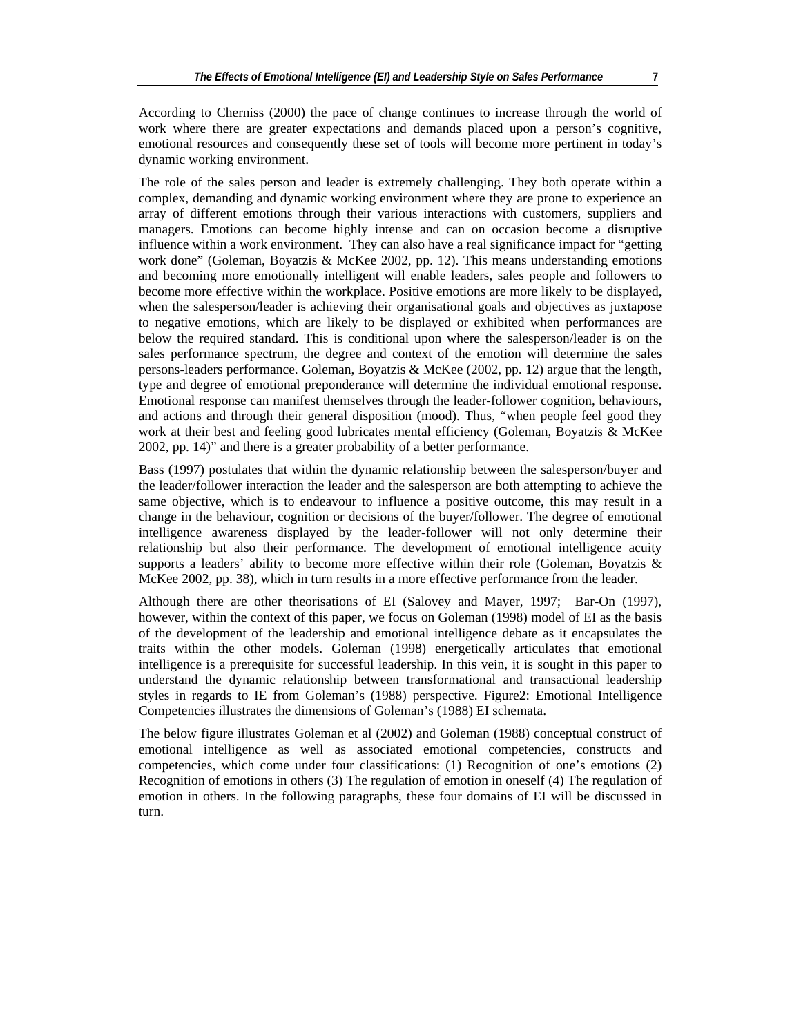According to Cherniss (2000) the pace of change continues to increase through the world of work where there are greater expectations and demands placed upon a person's cognitive, emotional resources and consequently these set of tools will become more pertinent in today's dynamic working environment.

The role of the sales person and leader is extremely challenging. They both operate within a complex, demanding and dynamic working environment where they are prone to experience an array of different emotions through their various interactions with customers, suppliers and managers. Emotions can become highly intense and can on occasion become a disruptive influence within a work environment. They can also have a real significance impact for "getting work done" (Goleman, Boyatzis & McKee 2002, pp. 12). This means understanding emotions and becoming more emotionally intelligent will enable leaders, sales people and followers to become more effective within the workplace. Positive emotions are more likely to be displayed, when the salesperson/leader is achieving their organisational goals and objectives as juxtapose to negative emotions, which are likely to be displayed or exhibited when performances are below the required standard. This is conditional upon where the salesperson/leader is on the sales performance spectrum, the degree and context of the emotion will determine the sales persons-leaders performance. Goleman, Boyatzis & McKee (2002, pp. 12) argue that the length, type and degree of emotional preponderance will determine the individual emotional response. Emotional response can manifest themselves through the leader-follower cognition, behaviours, and actions and through their general disposition (mood). Thus, "when people feel good they work at their best and feeling good lubricates mental efficiency (Goleman, Boyatzis & McKee 2002, pp. 14)" and there is a greater probability of a better performance.

Bass (1997) postulates that within the dynamic relationship between the salesperson/buyer and the leader/follower interaction the leader and the salesperson are both attempting to achieve the same objective, which is to endeavour to influence a positive outcome, this may result in a change in the behaviour, cognition or decisions of the buyer/follower. The degree of emotional intelligence awareness displayed by the leader-follower will not only determine their relationship but also their performance. The development of emotional intelligence acuity supports a leaders' ability to become more effective within their role (Goleman, Boyatzis & McKee 2002, pp. 38), which in turn results in a more effective performance from the leader.

Although there are other theorisations of EI (Salovey and Mayer, 1997; Bar-On (1997), however, within the context of this paper, we focus on Goleman (1998) model of EI as the basis of the development of the leadership and emotional intelligence debate as it encapsulates the traits within the other models. Goleman (1998) energetically articulates that emotional intelligence is a prerequisite for successful leadership. In this vein, it is sought in this paper to understand the dynamic relationship between transformational and transactional leadership styles in regards to IE from Goleman's (1988) perspective. Figure2: Emotional Intelligence Competencies illustrates the dimensions of Goleman's (1988) EI schemata.

The below figure illustrates Goleman et al (2002) and Goleman (1988) conceptual construct of emotional intelligence as well as associated emotional competencies, constructs and competencies, which come under four classifications: (1) Recognition of one's emotions (2) Recognition of emotions in others (3) The regulation of emotion in oneself (4) The regulation of emotion in others. In the following paragraphs, these four domains of EI will be discussed in turn.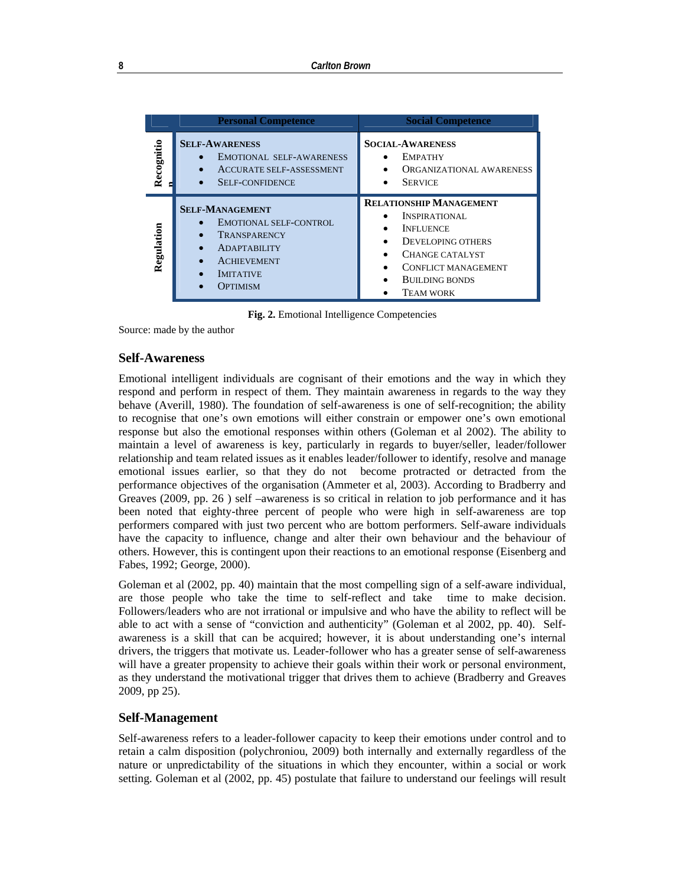| | Personal Competence | Social Competence |
|---|---|---|
| Recognition | **Self-Awareness**<br>• Emotional self-awareness<br>• Accurate self-assessment<br>• Self-confidence | **Social-Awareness**<br>• Empathy<br>• Organizational awareness<br>• Service |
| Regulation | **Self-Management**<br>• Emotional self-control<br>• Transparency<br>• Adaptability<br>• Achievement<br>• Imitative<br>• Optimism | **Relationship Management**<br>• Inspirational<br>• Influence<br>• Developing others<br>• Change catalyst<br>• Conflict management<br>• Building bonds<br>• Team work |

**Fig. 2.** Emotional Intelligence Competencies

Source: made by the author

## Self-Awareness

Emotional intelligent individuals are cognisant of their emotions and the way in which they respond and perform in respect of them. They maintain awareness in regards to the way they behave (Averill, 1980). The foundation of self-awareness is one of self-recognition; the ability to recognise that one's own emotions will either constrain or empower one's own emotional response but also the emotional responses within others (Goleman et al 2002). The ability to maintain a level of awareness is key, particularly in regards to buyer/seller, leader/follower relationship and team related issues as it enables leader/follower to identify, resolve and manage emotional issues earlier, so that they do not become protracted or detracted from the performance objectives of the organisation (Ammeter et al, 2003). According to Bradberry and Greaves (2009, pp. 26 ) self –awareness is so critical in relation to job performance and it has been noted that eighty-three percent of people who were high in self-awareness are top performers compared with just two percent who are bottom performers. Self-aware individuals have the capacity to influence, change and alter their own behaviour and the behaviour of others. However, this is contingent upon their reactions to an emotional response (Eisenberg and Fabes, 1992; George, 2000).

Goleman et al (2002, pp. 40) maintain that the most compelling sign of a self-aware individual, are those people who take the time to self-reflect and take time to make decision. Followers/leaders who are not irrational or impulsive and who have the ability to reflect will be able to act with a sense of "conviction and authenticity" (Goleman et al 2002, pp. 40). Self-awareness is a skill that can be acquired; however, it is about understanding one's internal drivers, the triggers that motivate us. Leader-follower who has a greater sense of self-awareness will have a greater propensity to achieve their goals within their work or personal environment, as they understand the motivational trigger that drives them to achieve (Bradberry and Greaves 2009, pp 25).

## Self-Management

Self-awareness refers to a leader-follower capacity to keep their emotions under control and to retain a calm disposition (polychroniou, 2009) both internally and externally regardless of the nature or unpredictability of the situations in which they encounter, within a social or work setting. Goleman et al (2002, pp. 45) postulate that failure to understand our feelings will result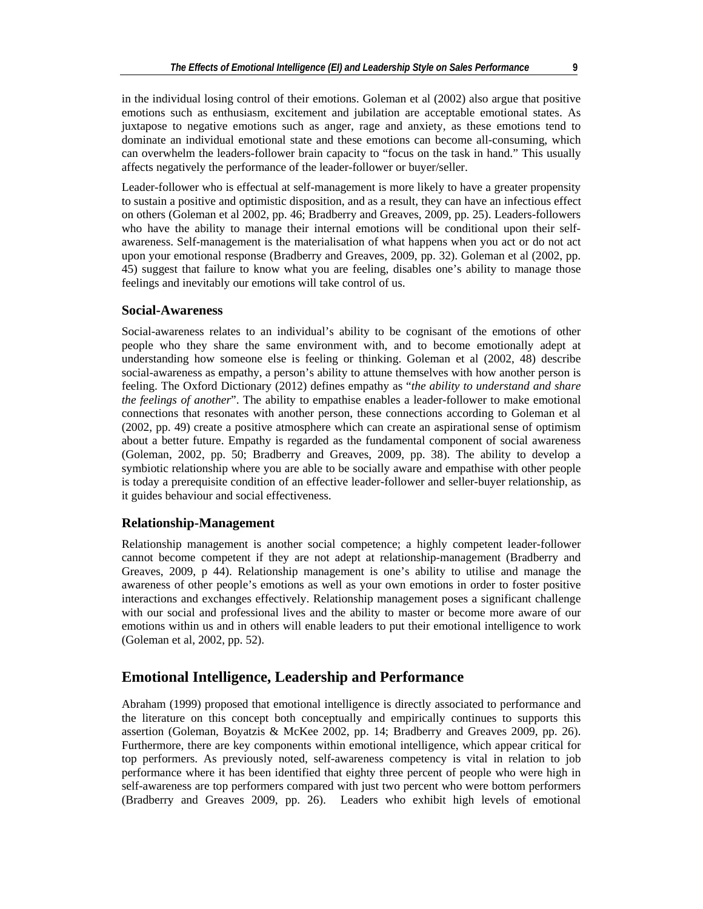in the individual losing control of their emotions. Goleman et al (2002) also argue that positive emotions such as enthusiasm, excitement and jubilation are acceptable emotional states. As juxtapose to negative emotions such as anger, rage and anxiety, as these emotions tend to dominate an individual emotional state and these emotions can become all-consuming, which can overwhelm the leaders-follower brain capacity to "focus on the task in hand." This usually affects negatively the performance of the leader-follower or buyer/seller.

Leader-follower who is effectual at self-management is more likely to have a greater propensity to sustain a positive and optimistic disposition, and as a result, they can have an infectious effect on others (Goleman et al 2002, pp. 46; Bradberry and Greaves, 2009, pp. 25). Leaders-followers who have the ability to manage their internal emotions will be conditional upon their self-awareness. Self-management is the materialisation of what happens when you act or do not act upon your emotional response (Bradberry and Greaves, 2009, pp. 32). Goleman et al (2002, pp. 45) suggest that failure to know what you are feeling, disables one's ability to manage those feelings and inevitably our emotions will take control of us.

### Social-Awareness

Social-awareness relates to an individual's ability to be cognisant of the emotions of other people who they share the same environment with, and to become emotionally adept at understanding how someone else is feeling or thinking. Goleman et al (2002, 48) describe social-awareness as empathy, a person's ability to attune themselves with how another person is feeling. The Oxford Dictionary (2012) defines empathy as "*the ability to understand and share the feelings of another*". The ability to empathise enables a leader-follower to make emotional connections that resonates with another person, these connections according to Goleman et al (2002, pp. 49) create a positive atmosphere which can create an aspirational sense of optimism about a better future. Empathy is regarded as the fundamental component of social awareness (Goleman, 2002, pp. 50; Bradberry and Greaves, 2009, pp. 38). The ability to develop a symbiotic relationship where you are able to be socially aware and empathise with other people is today a prerequisite condition of an effective leader-follower and seller-buyer relationship, as it guides behaviour and social effectiveness.

### Relationship-Management

Relationship management is another social competence; a highly competent leader-follower cannot become competent if they are not adept at relationship-management (Bradberry and Greaves, 2009, p 44). Relationship management is one's ability to utilise and manage the awareness of other people's emotions as well as your own emotions in order to foster positive interactions and exchanges effectively. Relationship management poses a significant challenge with our social and professional lives and the ability to master or become more aware of our emotions within us and in others will enable leaders to put their emotional intelligence to work (Goleman et al, 2002, pp. 52).

## Emotional Intelligence, Leadership and Performance

Abraham (1999) proposed that emotional intelligence is directly associated to performance and the literature on this concept both conceptually and empirically continues to supports this assertion (Goleman, Boyatzis & McKee 2002, pp. 14; Bradberry and Greaves 2009, pp. 26). Furthermore, there are key components within emotional intelligence, which appear critical for top performers. As previously noted, self-awareness competency is vital in relation to job performance where it has been identified that eighty three percent of people who were high in self-awareness are top performers compared with just two percent who were bottom performers (Bradberry and Greaves 2009, pp. 26). Leaders who exhibit high levels of emotional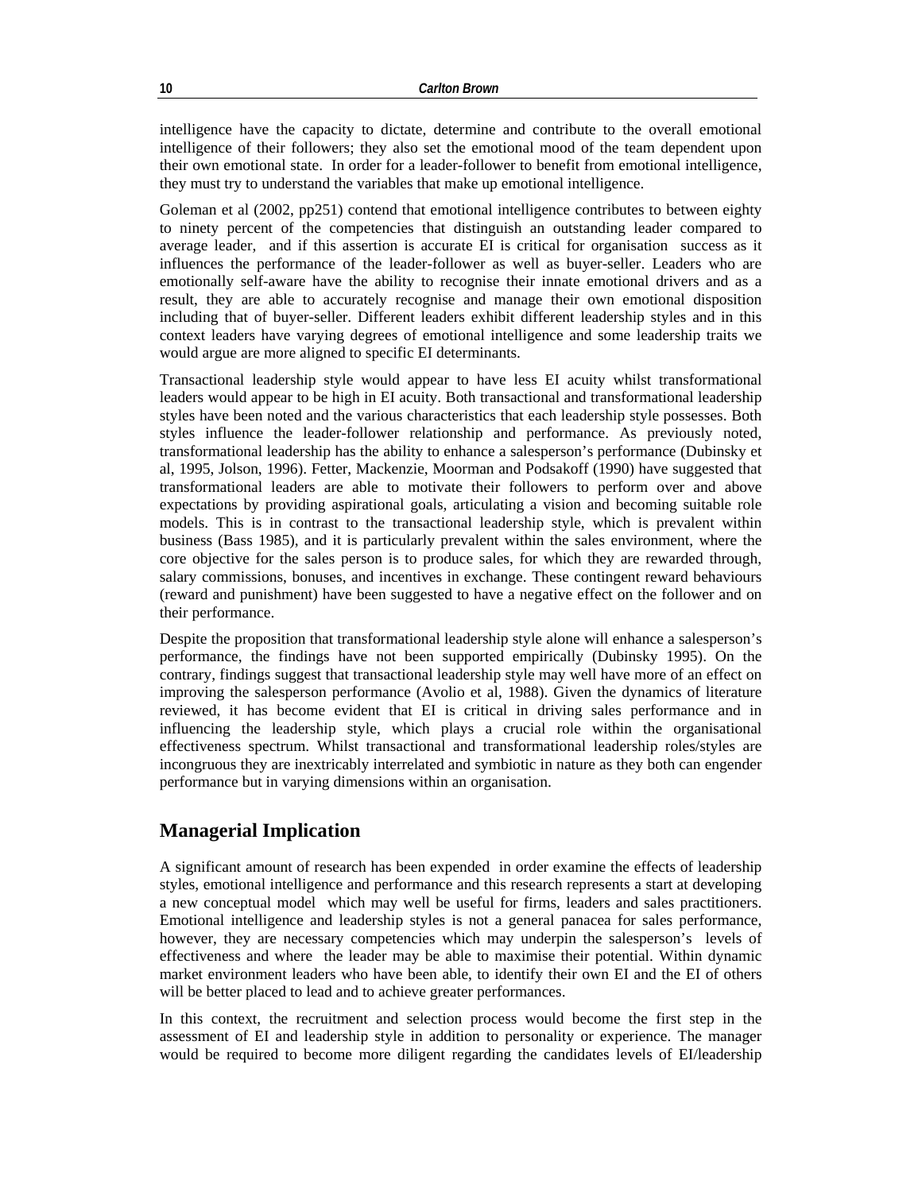intelligence have the capacity to dictate, determine and contribute to the overall emotional intelligence of their followers; they also set the emotional mood of the team dependent upon their own emotional state. In order for a leader-follower to benefit from emotional intelligence, they must try to understand the variables that make up emotional intelligence.

Goleman et al (2002, pp251) contend that emotional intelligence contributes to between eighty to ninety percent of the competencies that distinguish an outstanding leader compared to average leader, and if this assertion is accurate EI is critical for organisation success as it influences the performance of the leader-follower as well as buyer-seller. Leaders who are emotionally self-aware have the ability to recognise their innate emotional drivers and as a result, they are able to accurately recognise and manage their own emotional disposition including that of buyer-seller. Different leaders exhibit different leadership styles and in this context leaders have varying degrees of emotional intelligence and some leadership traits we would argue are more aligned to specific EI determinants.

Transactional leadership style would appear to have less EI acuity whilst transformational leaders would appear to be high in EI acuity. Both transactional and transformational leadership styles have been noted and the various characteristics that each leadership style possesses. Both styles influence the leader-follower relationship and performance. As previously noted, transformational leadership has the ability to enhance a salesperson's performance (Dubinsky et al, 1995, Jolson, 1996). Fetter, Mackenzie, Moorman and Podsakoff (1990) have suggested that transformational leaders are able to motivate their followers to perform over and above expectations by providing aspirational goals, articulating a vision and becoming suitable role models. This is in contrast to the transactional leadership style, which is prevalent within business (Bass 1985), and it is particularly prevalent within the sales environment, where the core objective for the sales person is to produce sales, for which they are rewarded through, salary commissions, bonuses, and incentives in exchange. These contingent reward behaviours (reward and punishment) have been suggested to have a negative effect on the follower and on their performance.

Despite the proposition that transformational leadership style alone will enhance a salesperson's performance, the findings have not been supported empirically (Dubinsky 1995). On the contrary, findings suggest that transactional leadership style may well have more of an effect on improving the salesperson performance (Avolio et al, 1988). Given the dynamics of literature reviewed, it has become evident that EI is critical in driving sales performance and in influencing the leadership style, which plays a crucial role within the organisational effectiveness spectrum. Whilst transactional and transformational leadership roles/styles are incongruous they are inextricably interrelated and symbiotic in nature as they both can engender performance but in varying dimensions within an organisation.

## Managerial Implication

A significant amount of research has been expended in order examine the effects of leadership styles, emotional intelligence and performance and this research represents a start at developing a new conceptual model which may well be useful for firms, leaders and sales practitioners. Emotional intelligence and leadership styles is not a general panacea for sales performance, however, they are necessary competencies which may underpin the salesperson's levels of effectiveness and where the leader may be able to maximise their potential. Within dynamic market environment leaders who have been able, to identify their own EI and the EI of others will be better placed to lead and to achieve greater performances.

In this context, the recruitment and selection process would become the first step in the assessment of EI and leadership style in addition to personality or experience. The manager would be required to become more diligent regarding the candidates levels of EI/leadership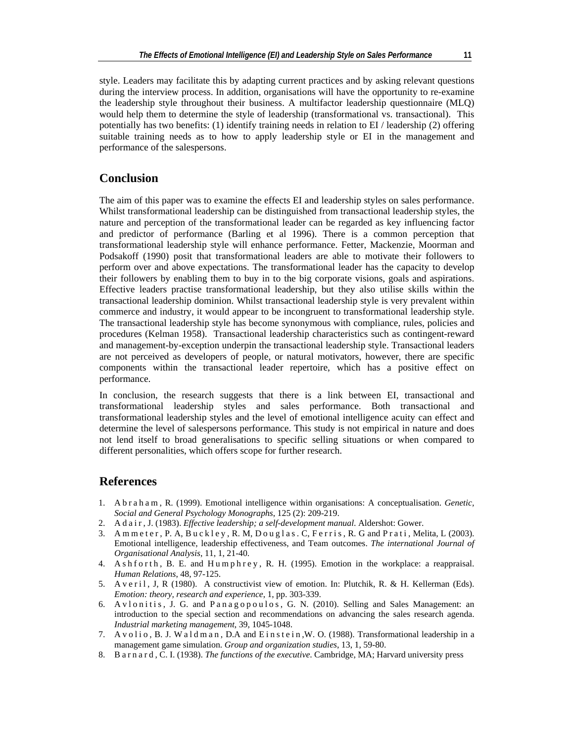style. Leaders may facilitate this by adapting current practices and by asking relevant questions during the interview process. In addition, organisations will have the opportunity to re-examine the leadership style throughout their business. A multifactor leadership questionnaire (MLQ) would help them to determine the style of leadership (transformational vs. transactional). This potentially has two benefits: (1) identify training needs in relation to EI / leadership (2) offering suitable training needs as to how to apply leadership style or EI in the management and performance of the salespersons.

## Conclusion

The aim of this paper was to examine the effects EI and leadership styles on sales performance. Whilst transformational leadership can be distinguished from transactional leadership styles, the nature and perception of the transformational leader can be regarded as key influencing factor and predictor of performance (Barling et al 1996). There is a common perception that transformational leadership style will enhance performance. Fetter, Mackenzie, Moorman and Podsakoff (1990) posit that transformational leaders are able to motivate their followers to perform over and above expectations. The transformational leader has the capacity to develop their followers by enabling them to buy in to the big corporate visions, goals and aspirations. Effective leaders practise transformational leadership, but they also utilise skills within the transactional leadership dominion. Whilst transactional leadership style is very prevalent within commerce and industry, it would appear to be incongruent to transformational leadership style. The transactional leadership style has become synonymous with compliance, rules, policies and procedures (Kelman 1958). Transactional leadership characteristics such as contingent-reward and management-by-exception underpin the transactional leadership style. Transactional leaders are not perceived as developers of people, or natural motivators, however, there are specific components within the transactional leader repertoire, which has a positive effect on performance.

In conclusion, the research suggests that there is a link between EI, transactional and transformational leadership styles and sales performance. Both transactional and transformational leadership styles and the level of emotional intelligence acuity can effect and determine the level of salespersons performance. This study is not empirical in nature and does not lend itself to broad generalisations to specific selling situations or when compared to different personalities, which offers scope for further research.

## References

1. Abraham, R. (1999). Emotional intelligence within organisations: A conceptualisation. *Genetic, Social and General Psychology Monographs*, 125 (2): 209-219.
2. Adair, J. (1983). *Effective leadership; a self-development manual*. Aldershot: Gower.
3. Ammeter, P. A, Buckley, R. M, Douglas. C, Ferris, R. G and Prati, Melita, L (2003). Emotional intelligence, leadership effectiveness, and Team outcomes. *The international Journal of Organisational Analysis*, 11, 1, 21-40.
4. Ashforth, B. E. and Humphrey, R. H. (1995). Emotion in the workplace: a reappraisal. *Human Relations*, 48, 97-125.
5. Averil, J, R (1980). A constructivist view of emotion. In: Plutchik, R. & H. Kellerman (Eds). *Emotion: theory, research and experience*, 1, pp. 303-339.
6. Avlonitis, J. G. and Panagopoulos, G. N. (2010). Selling and Sales Management: an introduction to the special section and recommendations on advancing the sales research agenda. *Industrial marketing management*, 39, 1045-1048.
7. Avolio, B. J. Waldman, D.A and Einstein,W. O. (1988). Transformational leadership in a management game simulation. *Group and organization studies*, 13, 1, 59-80.
8. Barnard, C. I. (1938). *The functions of the executive*. Cambridge, MA; Harvard university press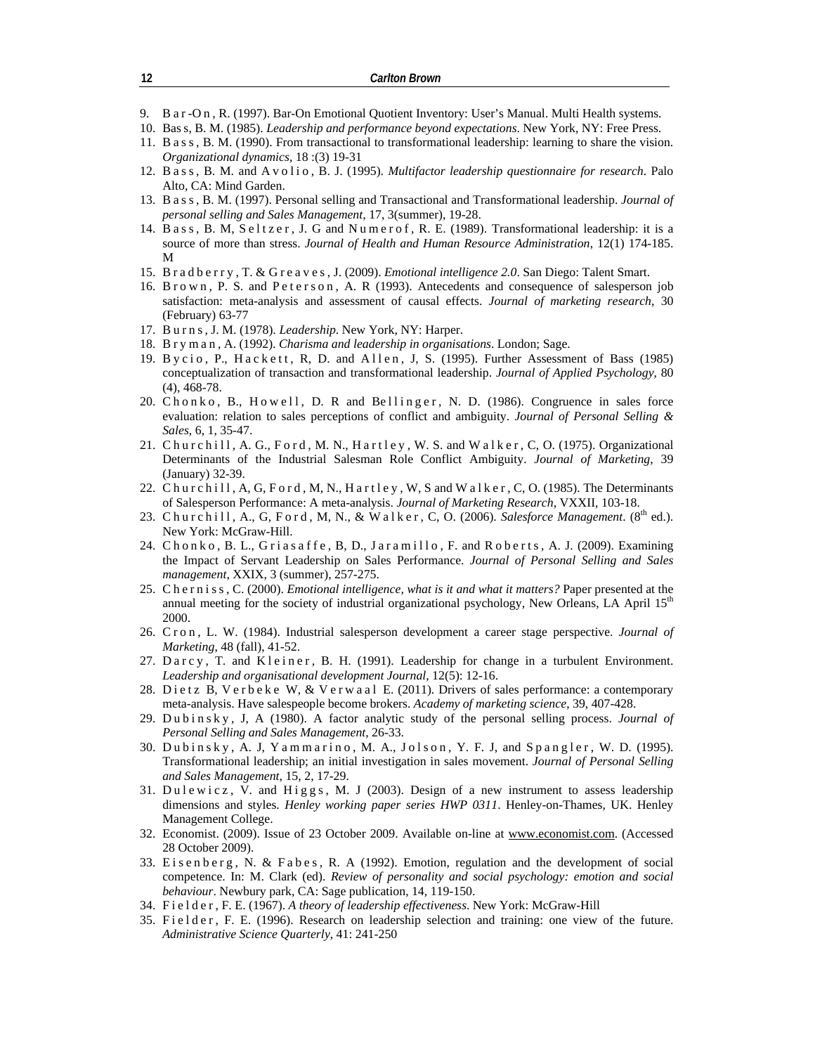9. Bar-On, R. (1997). Bar-On Emotional Quotient Inventory: User's Manual. Multi Health systems.
10. Bass, B. M. (1985). *Leadership and performance beyond expectations*. New York, NY: Free Press.
11. Bass, B. M. (1990). From transactional to transformational leadership: learning to share the vision. *Organizational dynamics*, 18 :(3) 19-31
12. Bass, B. M. and Avolio, B. J. (1995). *Multifactor leadership questionnaire for research*. Palo Alto, CA: Mind Garden.
13. Bass, B. M. (1997). Personal selling and Transactional and Transformational leadership. *Journal of personal selling and Sales Management*, 17, 3(summer), 19-28.
14. Bass, B. M, Seltzer, J. G and Numerof, R. E. (1989). Transformational leadership: it is a source of more than stress. *Journal of Health and Human Resource Administration*, 12(1) 174-185. M
15. Bradberry, T. & Greaves, J. (2009). *Emotional intelligence 2.0*. San Diego: Talent Smart.
16. Brown, P. S. and Peterson, A. R (1993). Antecedents and consequence of salesperson job satisfaction: meta-analysis and assessment of causal effects. *Journal of marketing research*, 30 (February) 63-77
17. Burns, J. M. (1978). *Leadership*. New York, NY: Harper.
18. Bryman, A. (1992). *Charisma and leadership in organisations*. London; Sage.
19. Bycio, P., Hackett, R, D. and Allen, J, S. (1995). Further Assessment of Bass (1985) conceptualization of transaction and transformational leadership. *Journal of Applied Psychology*, 80 (4), 468-78.
20. Chonko, B., Howell, D. R and Bellinger, N. D. (1986). Congruence in sales force evaluation: relation to sales perceptions of conflict and ambiguity. *Journal of Personal Selling & Sales*, 6, 1, 35-47.
21. Churchill, A. G., Ford, M. N., Hartley, W. S. and Walker, C, O. (1975). Organizational Determinants of the Industrial Salesman Role Conflict Ambiguity. *Journal of Marketing*, 39 (January) 32-39.
22. Churchill, A, G, Ford, M, N., Hartley, W, S and Walker, C, O. (1985). The Determinants of Salesperson Performance: A meta-analysis. *Journal of Marketing Research*, VXXII, 103-18.
23. Churchill, A., G, Ford, M, N., & Walker, C, O. (2006). *Salesforce Management*. (8th ed.). New York: McGraw-Hill.
24. Chonko, B. L., Griasaffe, B, D., Jaramillo, F. and Roberts, A. J. (2009). Examining the Impact of Servant Leadership on Sales Performance. *Journal of Personal Selling and Sales management*, XXIX, 3 (summer), 257-275.
25. Cherniss, C. (2000). *Emotional intelligence, what is it and what it matters?* Paper presented at the annual meeting for the society of industrial organizational psychology, New Orleans, LA April 15th 2000.
26. Cron, L. W. (1984). Industrial salesperson development a career stage perspective. *Journal of Marketing*, 48 (fall), 41-52.
27. Darcy, T. and Kleiner, B. H. (1991). Leadership for change in a turbulent Environment. *Leadership and organisational development Journal*, 12(5): 12-16.
28. Dietz B, Verbeke W, & Verwaal E. (2011). Drivers of sales performance: a contemporary meta-analysis. Have salespeople become brokers. *Academy of marketing science*, 39, 407-428.
29. Dubinsky, J, A (1980). A factor analytic study of the personal selling process. *Journal of Personal Selling and Sales Management*, 26-33.
30. Dubinsky, A. J, Yammarino, M. A., Jolson, Y. F. J, and Spangler, W. D. (1995). Transformational leadership; an initial investigation in sales movement. *Journal of Personal Selling and Sales Management*, 15, 2, 17-29.
31. Dulewicz, V. and Higgs, M. J (2003). Design of a new instrument to assess leadership dimensions and styles. *Henley working paper series HWP 0311*. Henley-on-Thames, UK. Henley Management College.
32. Economist. (2009). Issue of 23 October 2009. Available on-line at www.economist.com. (Accessed 28 October 2009).
33. Eisenberg, N. & Fabes, R. A (1992). Emotion, regulation and the development of social competence. In: M. Clark (ed). *Review of personality and social psychology: emotion and social behaviour*. Newbury park, CA: Sage publication, 14, 119-150.
34. Fielder, F. E. (1967). *A theory of leadership effectiveness*. New York: McGraw-Hill
35. Fielder, F. E. (1996). Research on leadership selection and training: one view of the future. *Administrative Science Quarterly*, 41: 241-250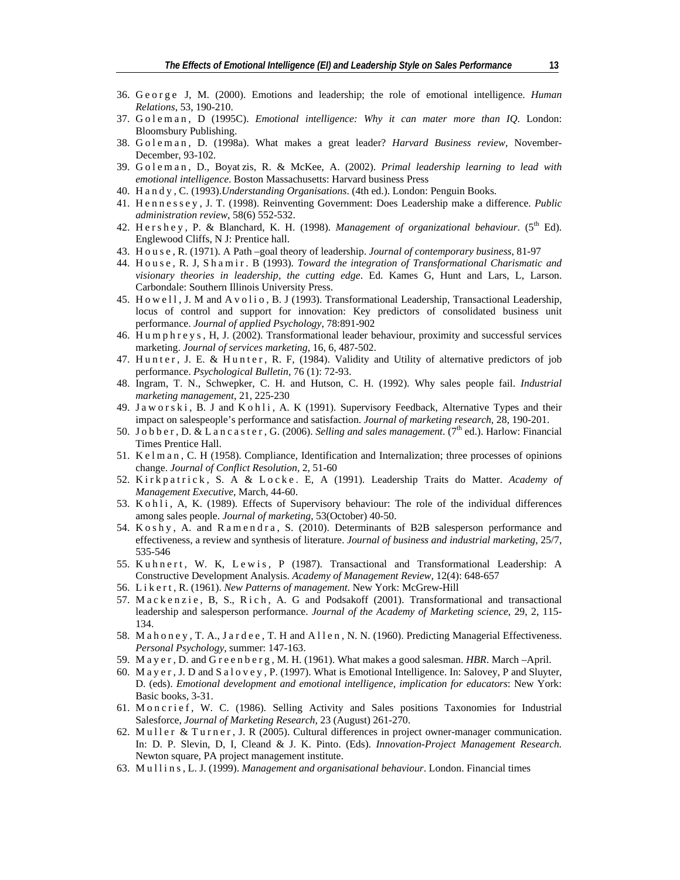36. George J, M. (2000). Emotions and leadership; the role of emotional intelligence. *Human Relations*, 53, 190-210.
37. Goleman, D (1995C). *Emotional intelligence: Why it can mater more than IQ*. London: Bloomsbury Publishing.
38. Goleman, D. (1998a). What makes a great leader? *Harvard Business review*, November-December, 93-102.
39. Goleman, D., Boyat zis, R. & McKee, A. (2002). *Primal leadership learning to lead with emotional intelligence*. Boston Massachusetts: Harvard business Press
40. Handy, C. (1993).*Understanding Organisations*. (4th ed.). London: Penguin Books.
41. Hennessey, J. T. (1998). Reinventing Government: Does Leadership make a difference. *Public administration review*, 58(6) 552-532.
42. Hershey, P. & Blanchard, K. H. (1998). *Management of organizational behaviour*. (5th Ed). Englewood Cliffs, N J: Prentice hall.
43. House, R. (1971). A Path –goal theory of leadership. *Journal of contemporary business*, 81-97
44. House, R. J, Shamir. B (1993). *Toward the integration of Transformational Charismatic and visionary theories in leadership, the cutting edge*. Ed. Kames G, Hunt and Lars, L, Larson. Carbondale: Southern Illinois University Press.
45. Howell, J. M and Avolio, B. J (1993). Transformational Leadership, Transactional Leadership, locus of control and support for innovation: Key predictors of consolidated business unit performance. *Journal of applied Psychology*, 78:891-902
46. Humphreys, H, J. (2002). Transformational leader behaviour, proximity and successful services marketing. *Journal of services marketing*, 16, 6, 487-502.
47. Hunter, J. E. & Hunter, R. F, (1984). Validity and Utility of alternative predictors of job performance. *Psychological Bulletin*, 76 (1): 72-93.
48. Ingram, T. N., Schwepker, C. H. and Hutson, C. H. (1992). Why sales people fail. *Industrial marketing management*, 21, 225-230
49. Jaworski, B. J and Kohli, A. K (1991). Supervisory Feedback, Alternative Types and their impact on salespeople's performance and satisfaction. *Journal of marketing research*, 28, 190-201.
50. Jobber, D. & Lancaster, G. (2006). *Selling and sales management*. (7th ed.). Harlow: Financial Times Prentice Hall.
51. Kelman, C. H (1958). Compliance, Identification and Internalization; three processes of opinions change. *Journal of Conflict Resolution*, 2, 51-60
52. Kirkpatrick, S. A & Locke. E, A (1991). Leadership Traits do Matter. *Academy of Management Executive*, March, 44-60.
53. Kohli, A, K. (1989). Effects of Supervisory behaviour: The role of the individual differences among sales people. *Journal of marketing*, 53(October) 40-50.
54. Koshy, A. and Ramendra, S. (2010). Determinants of B2B salesperson performance and effectiveness, a review and synthesis of literature. *Journal of business and industrial marketing*, 25/7, 535-546
55. Kuhnert, W. K, Lewis, P (1987). Transactional and Transformational Leadership: A Constructive Development Analysis. *Academy of Management Review*, 12(4): 648-657
56. Likert, R. (1961). *New Patterns of management*. New York: McGrew-Hill
57. Mackenzie, B, S., Rich, A. G and Podsakoff (2001). Transformational and transactional leadership and salesperson performance. *Journal of the Academy of Marketing science*, 29, 2, 115-134.
58. Mahoney, T. A., Jardee, T. H and Allen, N. N. (1960). Predicting Managerial Effectiveness. *Personal Psychology*, summer: 147-163.
59. Mayer, D. and Greenberg, M. H. (1961). What makes a good salesman. *HBR*. March –April.
60. Mayer, J. D and Salovey, P. (1997). What is Emotional Intelligence. In: Salovey, P and Sluyter, D. (eds). *Emotional development and emotional intelligence, implication for educators*: New York: Basic books, 3-31.
61. Moncrief, W. C. (1986). Selling Activity and Sales positions Taxonomies for Industrial Salesforce, *Journal of Marketing Research*, 23 (August) 261-270.
62. Muller & Turner, J. R (2005). Cultural differences in project owner-manager communication. In: D. P. Slevin, D, I, Cleand & J. K. Pinto. (Eds). *Innovation-Project Management Research.* Newton square, PA project management institute.
63. Mullins, L. J. (1999). *Management and organisational behaviour*. London. Financial times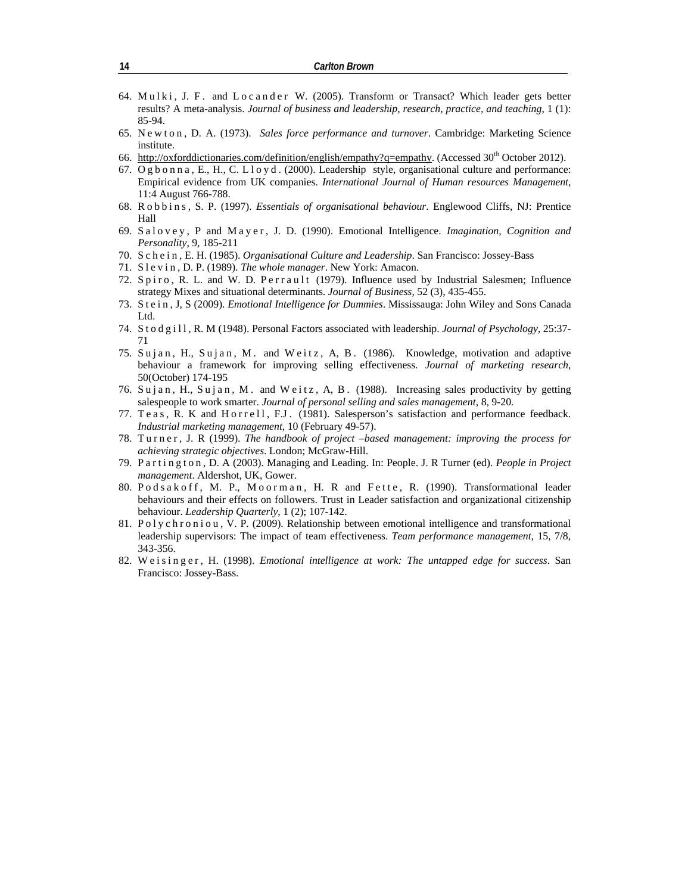64. Mulki, J. F. and Locander W. (2005). Transform or Transact? Which leader gets better results? A meta-analysis. *Journal of business and leadership, research, practice, and teaching*, 1 (1): 85-94.
65. Newton, D. A. (1973). *Sales force performance and turnover*. Cambridge: Marketing Science institute.
66. http://oxforddictionaries.com/definition/english/empathy?q=empathy. (Accessed 30th October 2012).
67. Ogbonna, E., H., C. Lloyd. (2000). Leadership style, organisational culture and performance: Empirical evidence from UK companies. *International Journal of Human resources Management*, 11:4 August 766-788.
68. Robbins, S. P. (1997). *Essentials of organisational behaviour*. Englewood Cliffs, NJ: Prentice Hall
69. Salovey, P and Mayer, J. D. (1990). Emotional Intelligence. *Imagination, Cognition and Personality*, 9, 185-211
70. Schein, E. H. (1985). *Organisational Culture and Leadership*. San Francisco: Jossey-Bass
71. Slevin, D. P. (1989). *The whole manager*. New York: Amacon.
72. Spiro, R. L. and W. D. Perrault (1979). Influence used by Industrial Salesmen; Influence strategy Mixes and situational determinants. *Journal of Business*, 52 (3), 435-455.
73. Stein, J, S (2009). *Emotional Intelligence for Dummies*. Mississauga: John Wiley and Sons Canada Ltd.
74. Stodgill, R. M (1948). Personal Factors associated with leadership. *Journal of Psychology*, 25:37-71
75. Sujan, H., Sujan, M. and Weitz, A, B. (1986). Knowledge, motivation and adaptive behaviour a framework for improving selling effectiveness. *Journal of marketing research*, 50(October) 174-195
76. Sujan, H., Sujan, M. and Weitz, A, B. (1988). Increasing sales productivity by getting salespeople to work smarter. *Journal of personal selling and sales management*, 8, 9-20.
77. Teas, R. K and Horrell, F.J. (1981). Salesperson's satisfaction and performance feedback. *Industrial marketing management*, 10 (February 49-57).
78. Turner, J. R (1999). *The handbook of project –based management: improving the process for achieving strategic objectives*. London; McGraw-Hill.
79. Partington, D. A (2003). Managing and Leading. In: People. J. R Turner (ed). *People in Project management*. Aldershot, UK, Gower.
80. Podsakoff, M. P., Moorman, H. R and Fette, R. (1990). Transformational leader behaviours and their effects on followers. Trust in Leader satisfaction and organizational citizenship behaviour. *Leadership Quarterly*, 1 (2); 107-142.
81. Polychroniou, V. P. (2009). Relationship between emotional intelligence and transformational leadership supervisors: The impact of team effectiveness. *Team performance management*, 15, 7/8, 343-356.
82. Weisinger, H. (1998). *Emotional intelligence at work: The untapped edge for success*. San Francisco: Jossey-Bass.